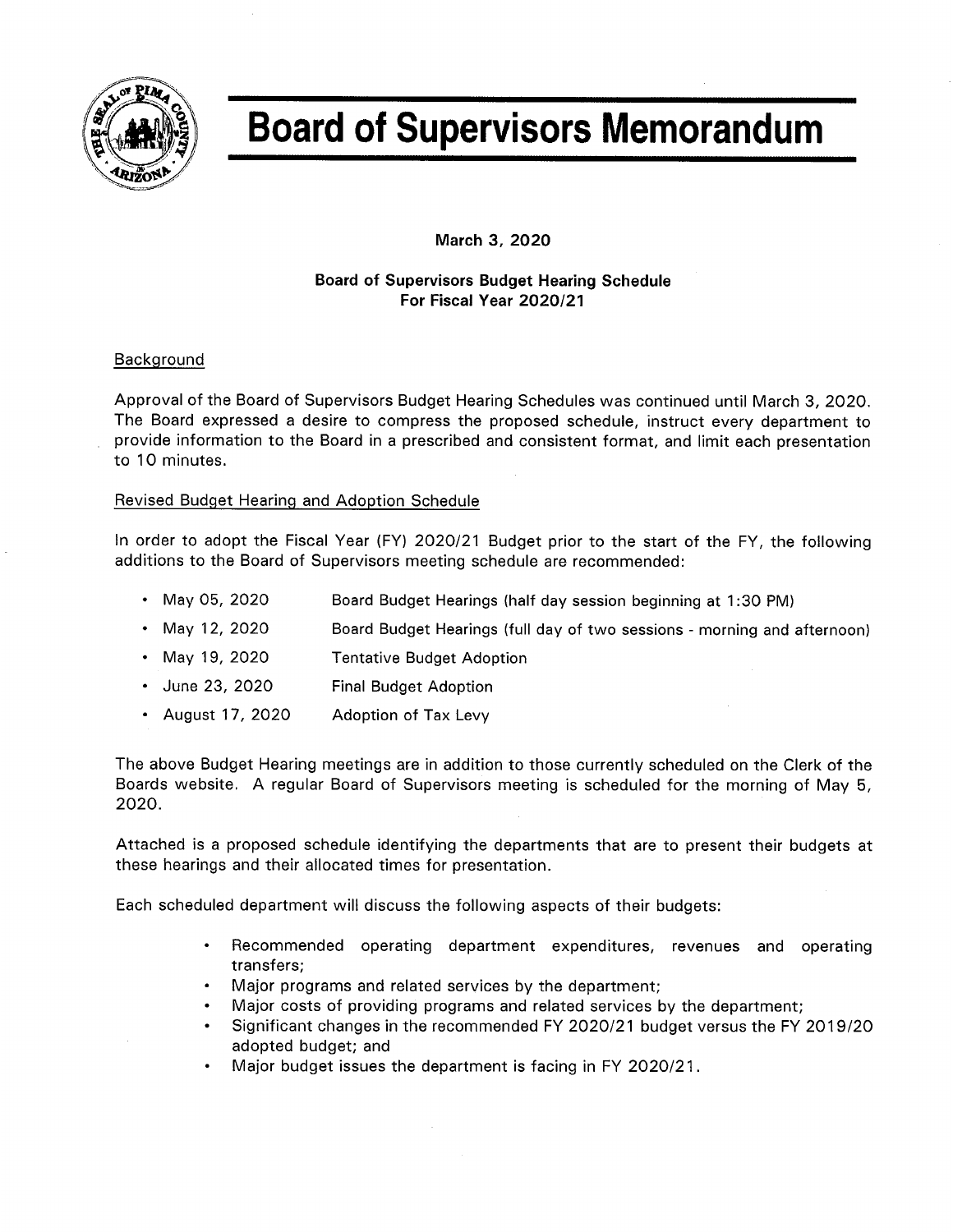# Board of Supervisors Memorandum

**March 3, 2020**

**Board of Supervisors Budget Hearing Schedule For Fiscal Year 2020/21**

## Background

Approval of the Board of Supervisors Budget Hearing Schedules was continued until March 3, 2020. The Board expressed a desire to compress the proposed schedule, instruct every department to provide information to the Board in a prescribed and consistent format, and limit each presentation to 10 minutes.

## Revised Budget Hearing and Adoption Schedule

In order to adopt the Fiscal Year (FY) 2020/21 Budget prior to the start of the FY, the following additions to the Board of Supervisors meeting schedule are recommended:

- May 05, 2020 — Board Budget Hearings (half day session beginning at 1:30 PM)
- May 12, 2020 — Board Budget Hearings (full day of two sessions - morning and afternoon)
- May 19, 2020 — Tentative Budget Adoption
- June 23, 2020 — Final Budget Adoption
- August 17, 2020 — Adoption of Tax Levy

The above Budget Hearing meetings are in addition to those currently scheduled on the Clerk of the Boards website. A regular Board of Supervisors meeting is scheduled for the morning of May 5, 2020.

Attached is a proposed schedule identifying the departments that are to present their budgets at these hearings and their allocated times for presentation.

Each scheduled department will discuss the following aspects of their budgets:

- Recommended operating department expenditures, revenues and operating transfers;
- Major programs and related services by the department;
- Major costs of providing programs and related services by the department;
- Significant changes in the recommended FY 2020/21 budget versus the FY 2019/20 adopted budget; and
- Major budget issues the department is facing in FY 2020/21.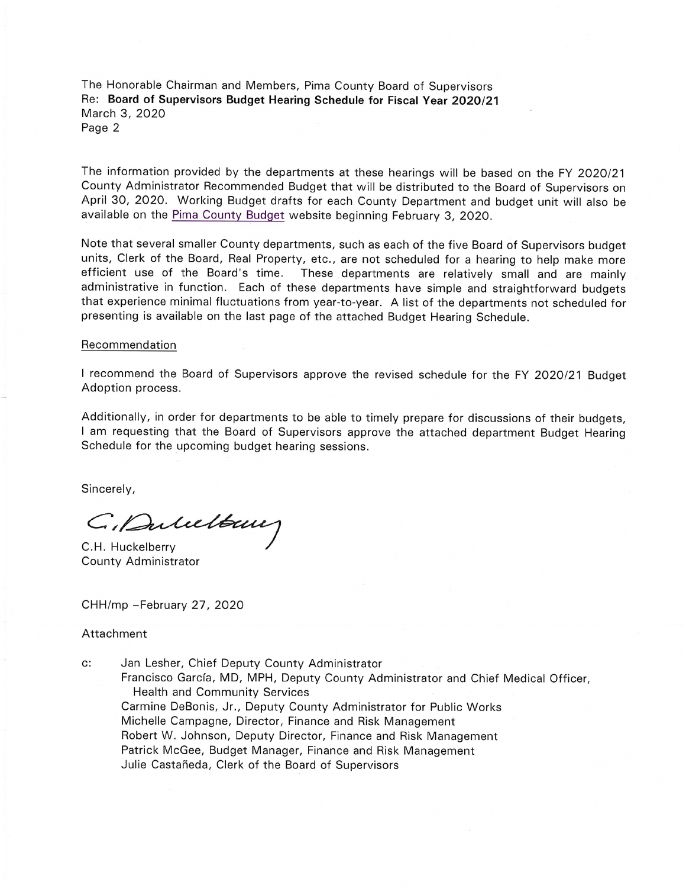The information provided by the departments at these hearings will be based on the FY 2020/21 County Administrator Recommended Budget that will be distributed to the Board of Supervisors on April 30, 2020. Working Budget drafts for each County Department and budget unit will also be available on the Pima County Budget website beginning February 3, 2020.

Note that several smaller County departments, such as each of the five Board of Supervisors budget units, Clerk of the Board, Real Property, etc., are not scheduled for a hearing to help make more efficient use of the Board's time. These departments are relatively small and are mainly administrative in function. Each of these departments have simple and straightforward budgets that experience minimal fluctuations from year-to-year. A list of the departments not scheduled for presenting is available on the last page of the attached Budget Hearing Schedule.

## Recommendation

I recommend the Board of Supervisors approve the revised schedule for the FY 2020/21 Budget Adoption process.

Additionally, in order for departments to be able to timely prepare for discussions of their budgets, I am requesting that the Board of Supervisors approve the attached department Budget Hearing Schedule for the upcoming budget hearing sessions.

Sincerely,

C.H. Huckelberry
County Administrator

CHH/mp –February 27, 2020

Attachment

c: Jan Lesher, Chief Deputy County Administrator
Francisco García, MD, MPH, Deputy County Administrator and Chief Medical Officer, Health and Community Services
Carmine DeBonis, Jr., Deputy County Administrator for Public Works
Michelle Campagne, Director, Finance and Risk Management
Robert W. Johnson, Deputy Director, Finance and Risk Management
Patrick McGee, Budget Manager, Finance and Risk Management
Julie Castañeda, Clerk of the Board of Supervisors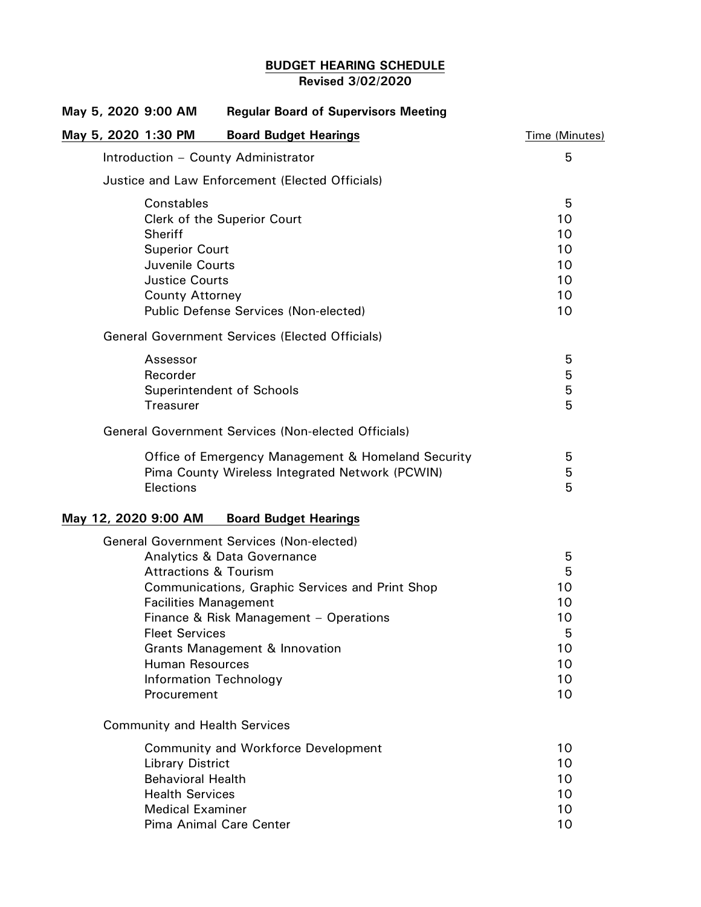# BUDGET HEARING SCHEDULE

**Revised 3/02/2020**

**May 5, 2020 9:00 AM — Regular Board of Supervisors Meeting**

| **May 5, 2020 1:30 PM — Board Budget Hearings** | Time (Minutes) |
|---|---|
| Introduction – County Administrator | 5 |
| **Justice and Law Enforcement (Elected Officials)** | |
| Constables | 5 |
| Clerk of the Superior Court | 10 |
| Sheriff | 10 |
| Superior Court | 10 |
| Juvenile Courts | 10 |
| Justice Courts | 10 |
| County Attorney | 10 |
| Public Defense Services (Non-elected) | 10 |
| **General Government Services (Elected Officials)** | |
| Assessor | 5 |
| Recorder | 5 |
| Superintendent of Schools | 5 |
| Treasurer | 5 |
| **General Government Services (Non-elected Officials)** | |
| Office of Emergency Management & Homeland Security | 5 |
| Pima County Wireless Integrated Network (PCWIN) | 5 |
| Elections | 5 |

| **May 12, 2020 9:00 AM — Board Budget Hearings** | Time (Minutes) |
|---|---|
| **General Government Services (Non-elected)** | |
| Analytics & Data Governance | 5 |
| Attractions & Tourism | 5 |
| Communications, Graphic Services and Print Shop | 10 |
| Facilities Management | 10 |
| Finance & Risk Management – Operations | 10 |
| Fleet Services | 5 |
| Grants Management & Innovation | 10 |
| Human Resources | 10 |
| Information Technology | 10 |
| Procurement | 10 |
| **Community and Health Services** | |
| Community and Workforce Development | 10 |
| Library District | 10 |
| Behavioral Health | 10 |
| Health Services | 10 |
| Medical Examiner | 10 |
| Pima Animal Care Center | 10 |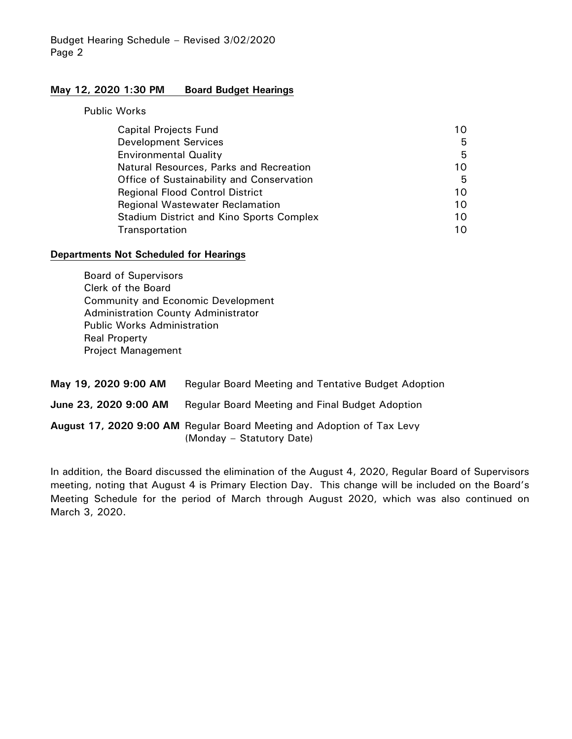**May 12, 2020 1:30 PM Board Budget Hearings**

Public Works

| | |
|---|---|
| Capital Projects Fund | 10 |
| Development Services | 5 |
| Environmental Quality | 5 |
| Natural Resources, Parks and Recreation | 10 |
| Office of Sustainability and Conservation | 5 |
| Regional Flood Control District | 10 |
| Regional Wastewater Reclamation | 10 |
| Stadium District and Kino Sports Complex | 10 |
| Transportation | 10 |

**Departments Not Scheduled for Hearings**

Board of Supervisors
Clerk of the Board
Community and Economic Development
Administration County Administrator
Public Works Administration
Real Property
Project Management

**May 19, 2020 9:00 AM** Regular Board Meeting and Tentative Budget Adoption

**June 23, 2020 9:00 AM** Regular Board Meeting and Final Budget Adoption

**August 17, 2020 9:00 AM** Regular Board Meeting and Adoption of Tax Levy (Monday – Statutory Date)

In addition, the Board discussed the elimination of the August 4, 2020, Regular Board of Supervisors meeting, noting that August 4 is Primary Election Day. This change will be included on the Board's Meeting Schedule for the period of March through August 2020, which was also continued on March 3, 2020.